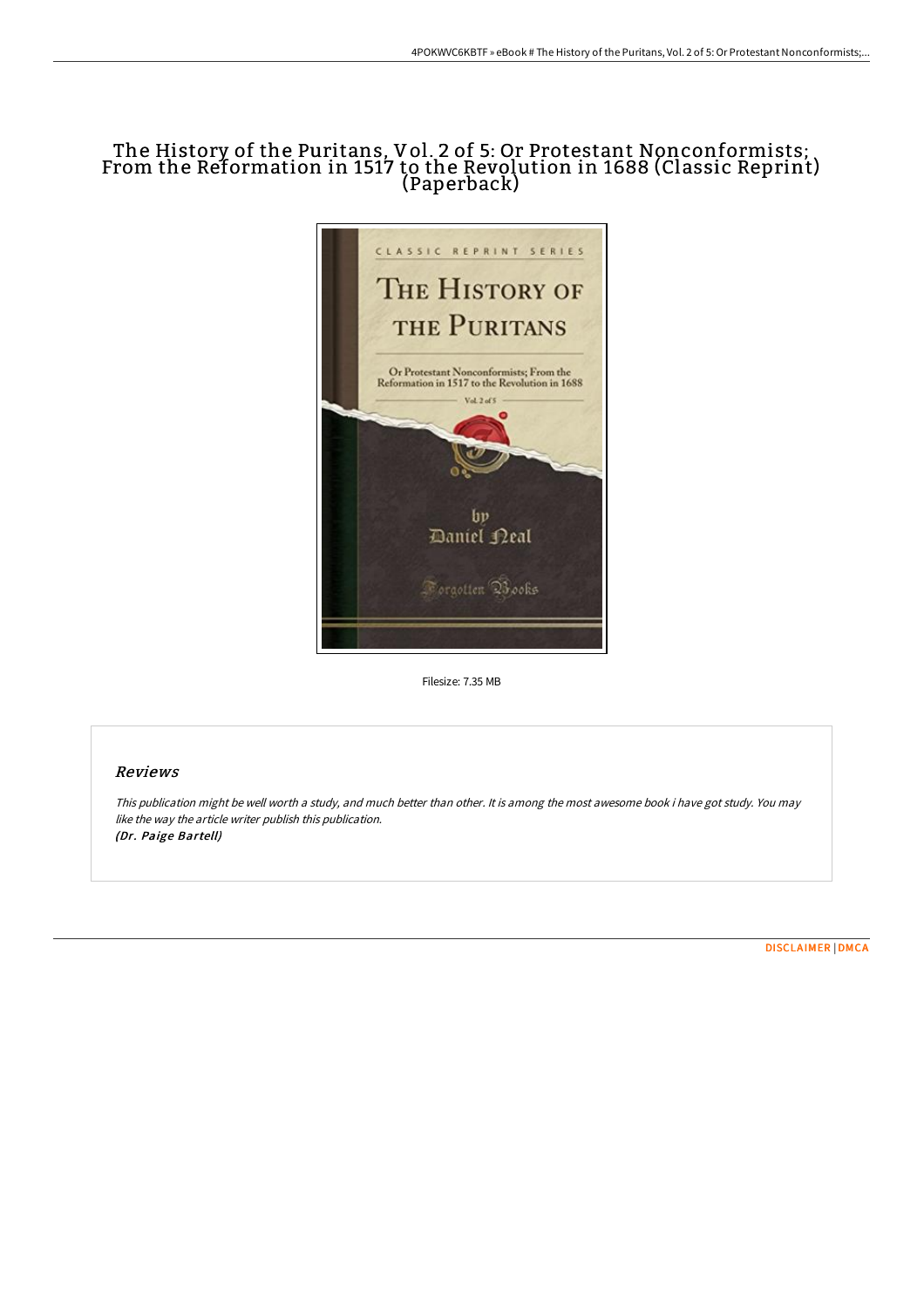# The History of the Puritans, Vol. 2 of 5: Or Protestant Nonconformists; From the Reformation in 1517 to the Revolution in 1688 (Classic Reprint) (Paperback)

Filesize: 7.35 MB

## Reviews

*This publication might be well worth a study, and much better than other. It is among the most awesome book i have got study. You may like the way the article writer publish this publication.*
***(Dr. Paige Bartell)***

DISCLAIMER | DMCA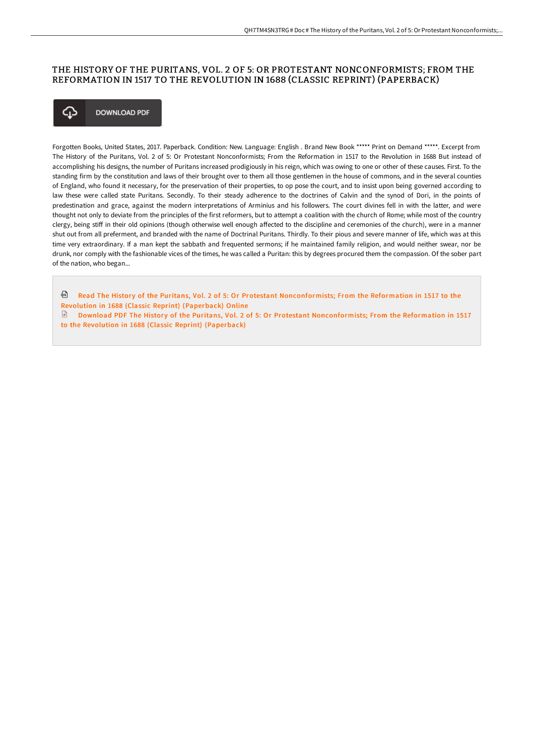# THE HISTORY OF THE PURITANS, VOL. 2 OF 5: OR PROTESTANT NONCONFORMISTS; FROM THE REFORMATION IN 1517 TO THE REVOLUTION IN 1688 (CLASSIC REPRINT) (PAPERBACK)

DOWNLOAD PDF

Forgotten Books, United States, 2017. Paperback. Condition: New. Language: English . Brand New Book ***** Print on Demand *****. Excerpt from The History of the Puritans, Vol. 2 of 5: Or Protestant Nonconformists; From the Reformation in 1517 to the Revolution in 1688 But instead of accomplishing his designs, the number of Puritans increased prodigiously in his reign, which was owing to one or other of these causes. First. To the standing firm by the constitution and laws of their brought over to them all those gentlemen in the house of commons, and in the several counties of England, who found it necessary, for the preservation of their properties, to op pose the court, and to insist upon being governed according to law these were called state Puritans. Secondly. To their steady adherence to the doctrines of Calvin and the synod of Dori, in the points of predestination and grace, against the modern interpretations of Arminius and his followers. The court divines fell in with the latter, and were thought not only to deviate from the principles of the first reformers, but to attempt a coalition with the church of Rome; while most of the country clergy, being stiff in their old opinions (though otherwise well enough affected to the discipline and ceremonies of the church), were in a manner shut out from all preferment, and branded with the name of Doctrinal Puritans. Thirdly. To their pious and severe manner of life, which was at this time very extraordinary. If a man kept the sabbath and frequented sermons; if he maintained family religion, and would neither swear, nor be drunk, nor comply with the fashionable vices of the times, he was called a Puritan: this by degrees procured them the compassion. Of the sober part of the nation, who began...

Read The History of the Puritans, Vol. 2 of 5: Or Protestant Nonconformists; From the Reformation in 1517 to the Revolution in 1688 (Classic Reprint) (Paperback) Online

Download PDF The History of the Puritans, Vol. 2 of 5: Or Protestant Nonconformists; From the Reformation in 1517 to the Revolution in 1688 (Classic Reprint) (Paperback)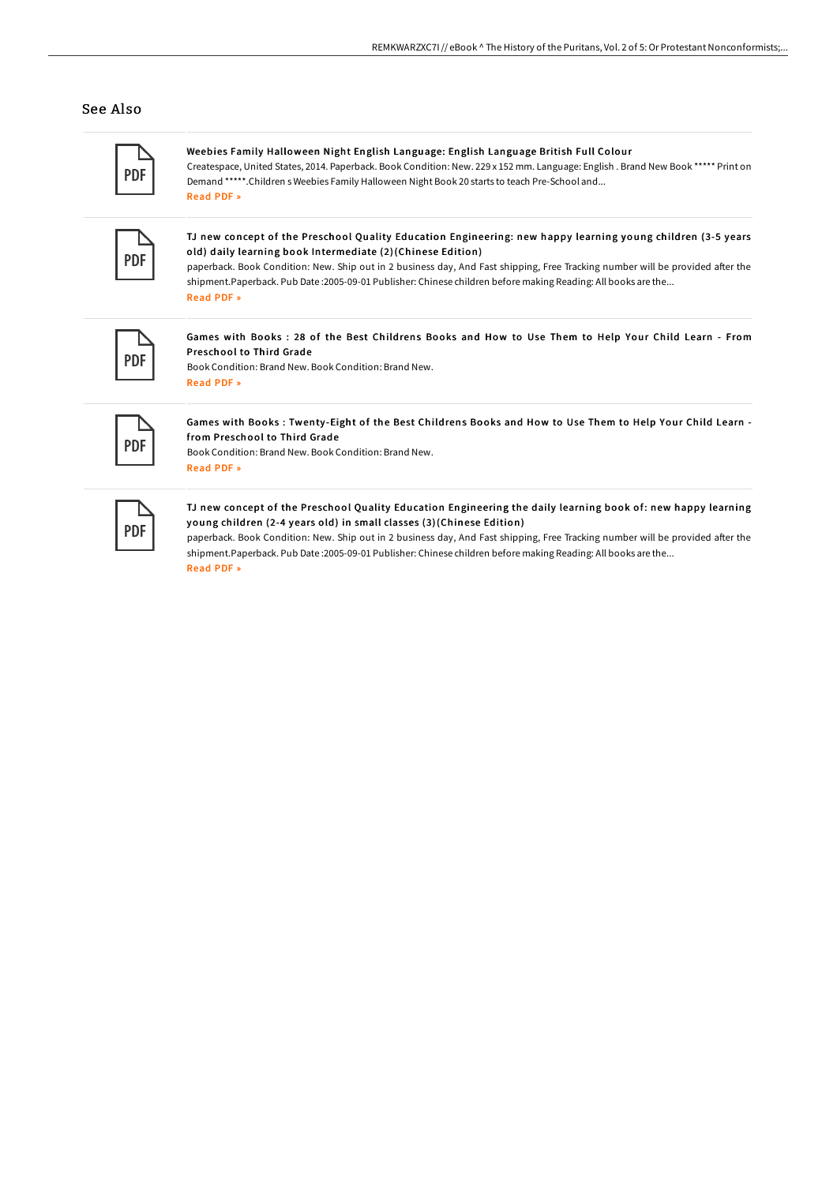## See Also

**Weebies Family Halloween Night English Language: English Language British Full Colour**

Createspace, United States, 2014. Paperback. Book Condition: New. 229 x 152 mm. Language: English . Brand New Book ***** Print on Demand *****.Children s Weebies Family Halloween Night Book 20 starts to teach Pre-School and...

Read PDF »

**TJ new concept of the Preschool Quality Education Engineering: new happy learning young children (3-5 years old) daily learning book Intermediate (2)(Chinese Edition)**

paperback. Book Condition: New. Ship out in 2 business day, And Fast shipping, Free Tracking number will be provided after the shipment.Paperback. Pub Date :2005-09-01 Publisher: Chinese children before making Reading: All books are the...

Read PDF »

**Games with Books : 28 of the Best Childrens Books and How to Use Them to Help Your Child Learn - From Preschool to Third Grade**

Book Condition: Brand New. Book Condition: Brand New.

Read PDF »

**Games with Books : Twenty-Eight of the Best Childrens Books and How to Use Them to Help Your Child Learn - from Preschool to Third Grade**

Book Condition: Brand New. Book Condition: Brand New.

Read PDF »

**TJ new concept of the Preschool Quality Education Engineering the daily learning book of: new happy learning young children (2-4 years old) in small classes (3)(Chinese Edition)**

paperback. Book Condition: New. Ship out in 2 business day, And Fast shipping, Free Tracking number will be provided after the shipment.Paperback. Pub Date :2005-09-01 Publisher: Chinese children before making Reading: All books are the...

Read PDF »